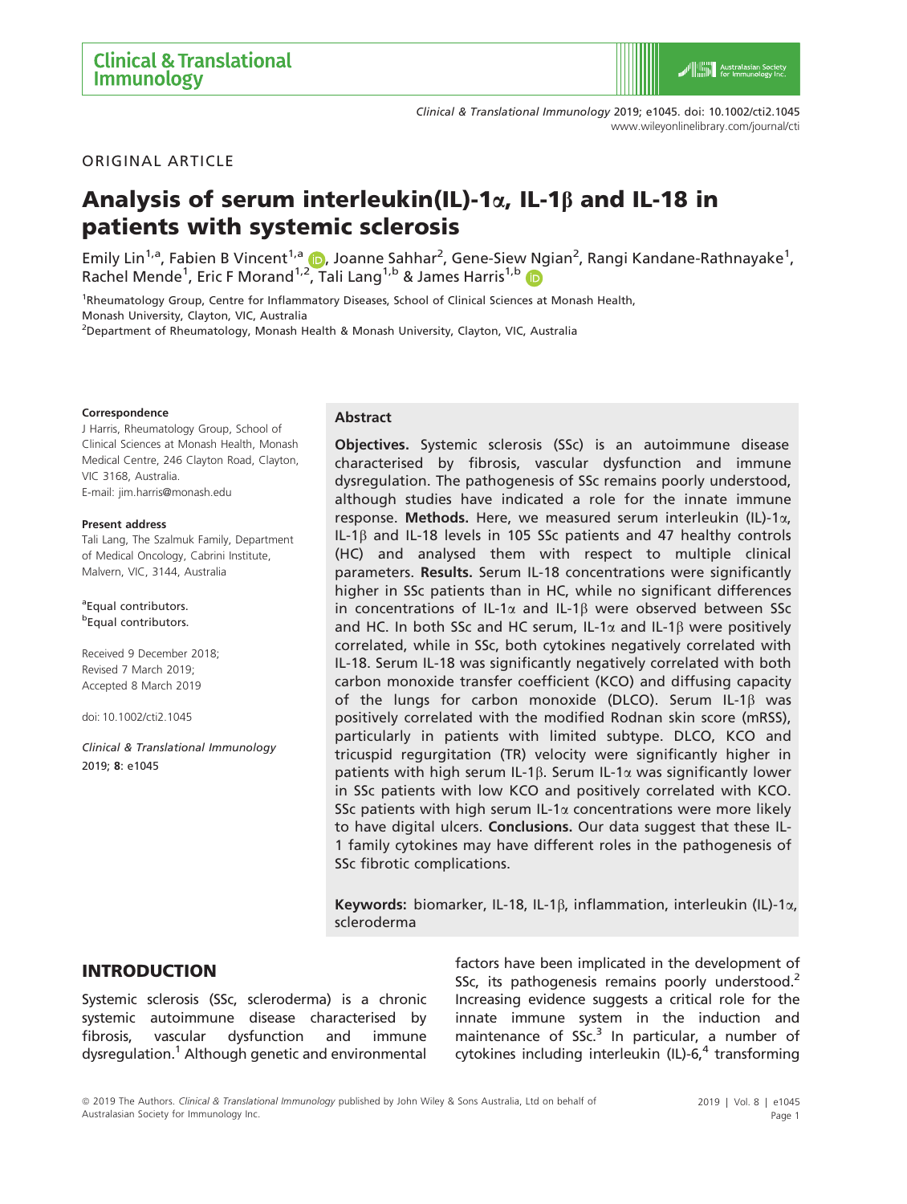ORIGINAL ARTICLE

# Analysis of serum interleukin(IL)-1α, IL-1β and IL-18 in patients with systemic sclerosis

Emily Lin[1,a], Fabien B Vincent[1,a], Joanne Sahhar[2], Gene-Siew Ngian[2], Rangi Kandane-Rathnayake[1], Rachel Mende[1], Eric F Morand[1,2], Tali Lang[1,b] & James Harris[1,b]

[1]Rheumatology Group, Centre for Inflammatory Diseases, School of Clinical Sciences at Monash Health, Monash University, Clayton, VIC, Australia

[2]Department of Rheumatology, Monash Health & Monash University, Clayton, VIC, Australia

**Correspondence**

J Harris, Rheumatology Group, School of Clinical Sciences at Monash Health, Monash Medical Centre, 246 Clayton Road, Clayton, VIC 3168, Australia.

E-mail: jim.harris@monash.edu

**Present address**

Tali Lang, The Szalmuk Family, Department of Medical Oncology, Cabrini Institute, Malvern, VIC, 3144, Australia

[a]Equal contributors.

[b]Equal contributors.

Received 9 December 2018;
Revised 7 March 2019;
Accepted 8 March 2019

doi: 10.1002/cti2.1045

*Clinical & Translational Immunology* 2019; **8**: e1045

## Abstract

**Objectives.** Systemic sclerosis (SSc) is an autoimmune disease characterised by fibrosis, vascular dysfunction and immune dysregulation. The pathogenesis of SSc remains poorly understood, although studies have indicated a role for the innate immune response. **Methods.** Here, we measured serum interleukin (IL)-1α, IL-1β and IL-18 levels in 105 SSc patients and 47 healthy controls (HC) and analysed them with respect to multiple clinical parameters. **Results.** Serum IL-18 concentrations were significantly higher in SSc patients than in HC, while no significant differences in concentrations of IL-1α and IL-1β were observed between SSc and HC. In both SSc and HC serum, IL-1α and IL-1β were positively correlated, while in SSc, both cytokines negatively correlated with IL-18. Serum IL-18 was significantly negatively correlated with both carbon monoxide transfer coefficient (KCO) and diffusing capacity of the lungs for carbon monoxide (DLCO). Serum IL-1β was positively correlated with the modified Rodnan skin score (mRSS), particularly in patients with limited subtype. DLCO, KCO and tricuspid regurgitation (TR) velocity were significantly higher in patients with high serum IL-1β. Serum IL-1α was significantly lower in SSc patients with low KCO and positively correlated with KCO. SSc patients with high serum IL-1α concentrations were more likely to have digital ulcers. **Conclusions.** Our data suggest that these IL-1 family cytokines may have different roles in the pathogenesis of SSc fibrotic complications.

**Keywords:** biomarker, IL-18, IL-1β, inflammation, interleukin (IL)-1α, scleroderma

## INTRODUCTION

Systemic sclerosis (SSc, scleroderma) is a chronic systemic autoimmune disease characterised by fibrosis, vascular dysfunction and immune dysregulation.[1] Although genetic and environmental factors have been implicated in the development of SSc, its pathogenesis remains poorly understood.[2] Increasing evidence suggests a critical role for the innate immune system in the induction and maintenance of SSc.[3] In particular, a number of cytokines including interleukin (IL)-6,[4] transforming

© 2019 The Authors. *Clinical & Translational Immunology* published by John Wiley & Sons Australia, Ltd on behalf of Australasian Society for Immunology Inc.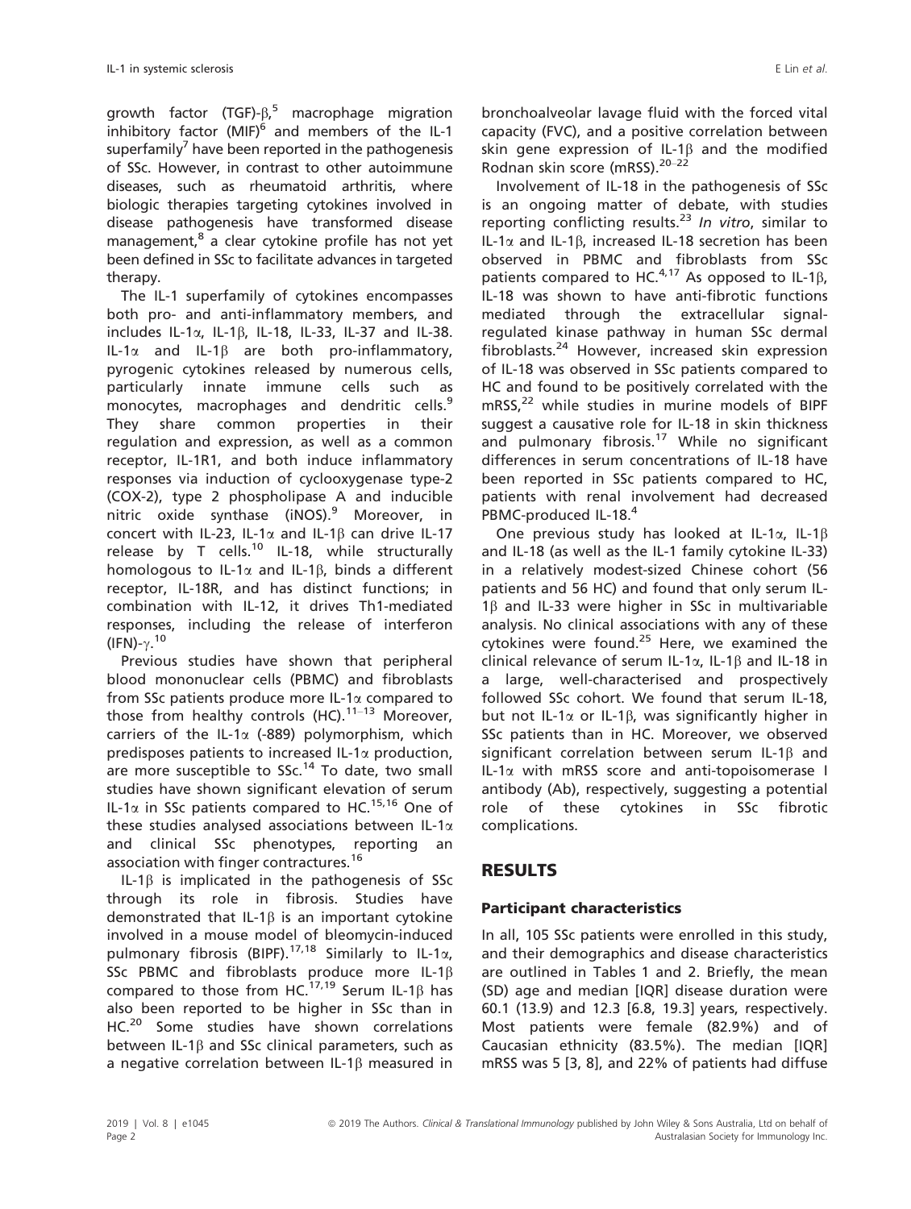growth factor (TGF)-β,[5] macrophage migration inhibitory factor (MIF)[6] and members of the IL-1 superfamily[7] have been reported in the pathogenesis of SSc. However, in contrast to other autoimmune diseases, such as rheumatoid arthritis, where biologic therapies targeting cytokines involved in disease pathogenesis have transformed disease management,[8] a clear cytokine profile has not yet been defined in SSc to facilitate advances in targeted therapy.

The IL-1 superfamily of cytokines encompasses both pro- and anti-inflammatory members, and includes IL-1α, IL-1β, IL-18, IL-33, IL-37 and IL-38. IL-1α and IL-1β are both pro-inflammatory, pyrogenic cytokines released by numerous cells, particularly innate immune cells such as monocytes, macrophages and dendritic cells.[9] They share common properties in their regulation and expression, as well as a common receptor, IL-1R1, and both induce inflammatory responses via induction of cyclooxygenase type-2 (COX-2), type 2 phospholipase A and inducible nitric oxide synthase (iNOS).[9] Moreover, in concert with IL-23, IL-1α and IL-1β can drive IL-17 release by T cells.[10] IL-18, while structurally homologous to IL-1α and IL-1β, binds a different receptor, IL-18R, and has distinct functions; in combination with IL-12, it drives Th1-mediated responses, including the release of interferon (IFN)-γ.[10]

Previous studies have shown that peripheral blood mononuclear cells (PBMC) and fibroblasts from SSc patients produce more IL-1α compared to those from healthy controls (HC).[11–13] Moreover, carriers of the IL-1α (-889) polymorphism, which predisposes patients to increased IL-1α production, are more susceptible to SSc.[14] To date, two small studies have shown significant elevation of serum IL-1α in SSc patients compared to HC.[15,16] One of these studies analysed associations between IL-1α and clinical SSc phenotypes, reporting an association with finger contractures.[16]

IL-1β is implicated in the pathogenesis of SSc through its role in fibrosis. Studies have demonstrated that IL-1β is an important cytokine involved in a mouse model of bleomycin-induced pulmonary fibrosis (BIPF).[17,18] Similarly to IL-1α, SSc PBMC and fibroblasts produce more IL-1β compared to those from HC.[17,19] Serum IL-1β has also been reported to be higher in SSc than in HC.[20] Some studies have shown correlations between IL-1β and SSc clinical parameters, such as a negative correlation between IL-1β measured in bronchoalveolar lavage fluid with the forced vital capacity (FVC), and a positive correlation between skin gene expression of IL-1β and the modified Rodnan skin score (mRSS).[20–22]

Involvement of IL-18 in the pathogenesis of SSc is an ongoing matter of debate, with studies reporting conflicting results.[23] *In vitro*, similar to IL-1α and IL-1β, increased IL-18 secretion has been observed in PBMC and fibroblasts from SSc patients compared to HC.[4,17] As opposed to IL-1β, IL-18 was shown to have anti-fibrotic functions mediated through the extracellular signal-regulated kinase pathway in human SSc dermal fibroblasts.[24] However, increased skin expression of IL-18 was observed in SSc patients compared to HC and found to be positively correlated with the mRSS,[22] while studies in murine models of BIPF suggest a causative role for IL-18 in skin thickness and pulmonary fibrosis.[17] While no significant differences in serum concentrations of IL-18 have been reported in SSc patients compared to HC, patients with renal involvement had decreased PBMC-produced IL-18.[4]

One previous study has looked at IL-1α, IL-1β and IL-18 (as well as the IL-1 family cytokine IL-33) in a relatively modest-sized Chinese cohort (56 patients and 56 HC) and found that only serum IL-1β and IL-33 were higher in SSc in multivariable analysis. No clinical associations with any of these cytokines were found.[25] Here, we examined the clinical relevance of serum IL-1α, IL-1β and IL-18 in a large, well-characterised and prospectively followed SSc cohort. We found that serum IL-18, but not IL-1α or IL-1β, was significantly higher in SSc patients than in HC. Moreover, we observed significant correlation between serum IL-1β and IL-1α with mRSS score and anti-topoisomerase I antibody (Ab), respectively, suggesting a potential role of these cytokines in SSc fibrotic complications.

## RESULTS

### Participant characteristics

In all, 105 SSc patients were enrolled in this study, and their demographics and disease characteristics are outlined in Tables 1 and 2. Briefly, the mean (SD) age and median [IQR] disease duration were 60.1 (13.9) and 12.3 [6.8, 19.3] years, respectively. Most patients were female (82.9%) and of Caucasian ethnicity (83.5%). The median [IQR] mRSS was 5 [3, 8], and 22% of patients had diffuse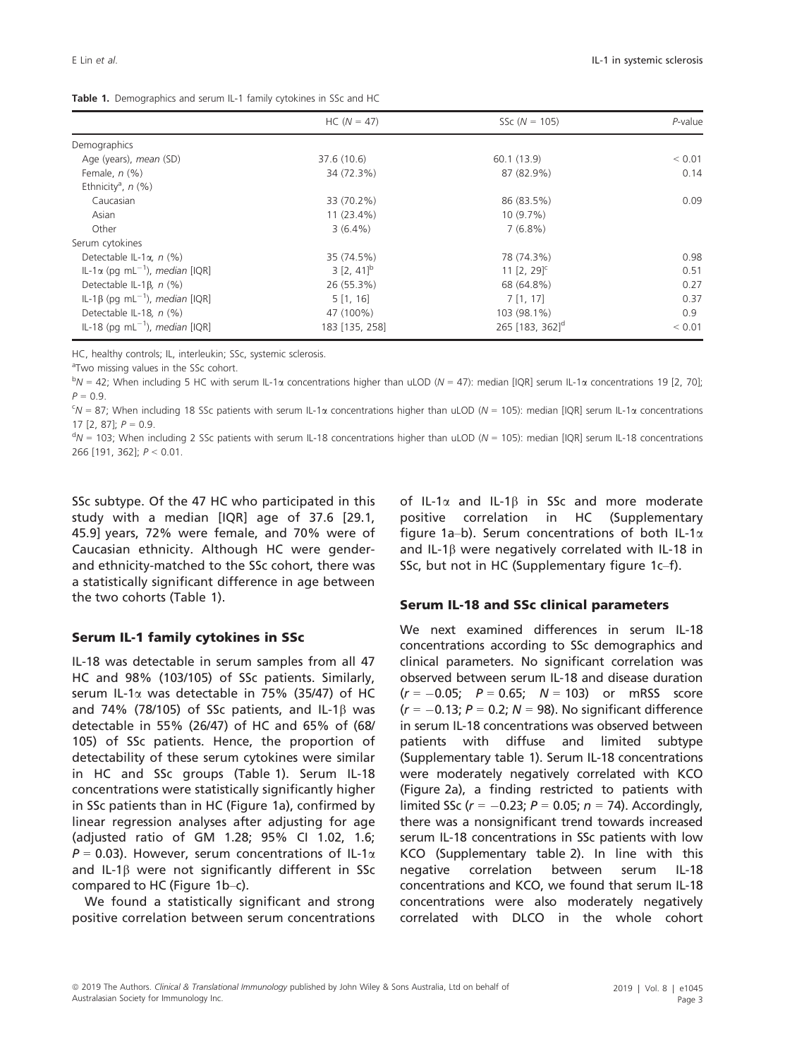**Table 1.** Demographics and serum IL-1 family cytokines in SSc and HC

| | HC ($N = 47$) | SSc ($N = 105$) | *P*-value |
|---|---|---|---|
| Demographics | | | |
| Age (years), *mean* (SD) | 37.6 (10.6) | 60.1 (13.9) | < 0.01 |
| Female, *n* (%) | 34 (72.3%) | 87 (82.9%) | 0.14 |
| Ethnicity[a], *n* (%) | | | |
| Caucasian | 33 (70.2%) | 86 (83.5%) | 0.09 |
| Asian | 11 (23.4%) | 10 (9.7%) | |
| Other | 3 (6.4%) | 7 (6.8%) | |
| Serum cytokines | | | |
| Detectable IL-1α, *n* (%) | 35 (74.5%) | 78 (74.3%) | 0.98 |
| IL-1α (pg $mL^{-1}$), *median* [IQR] | 3 [2, 41][b] | 11 [2, 29][c] | 0.51 |
| Detectable IL-1β, *n* (%) | 26 (55.3%) | 68 (64.8%) | 0.27 |
| IL-1β (pg $mL^{-1}$), *median* [IQR] | 5 [1, 16] | 7 [1, 17] | 0.37 |
| Detectable IL-18, *n* (%) | 47 (100%) | 103 (98.1%) | 0.9 |
| IL-18 (pg $mL^{-1}$), *median* [IQR] | 183 [135, 258] | 265 [183, 362][d] | < 0.01 |

HC, healthy controls; IL, interleukin; SSc, systemic sclerosis.

[a]Two missing values in the SSc cohort.

[b]$N = 42$; When including 5 HC with serum IL-1α concentrations higher than uLOD ($N = 47$): median [IQR] serum IL-1α concentrations 19 [2, 70]; $P = 0.9$.

[c]$N = 87$; When including 18 SSc patients with serum IL-1α concentrations higher than uLOD ($N = 105$): median [IQR] serum IL-1α concentrations 17 [2, 87]; $P = 0.9$.

[d]$N = 103$; When including 2 SSc patients with serum IL-18 concentrations higher than uLOD ($N = 105$): median [IQR] serum IL-18 concentrations 266 [191, 362]; $P < 0.01$.

SSc subtype. Of the 47 HC who participated in this study with a median [IQR] age of 37.6 [29.1, 45.9] years, 72% were female, and 70% were of Caucasian ethnicity. Although HC were gender- and ethnicity-matched to the SSc cohort, there was a statistically significant difference in age between the two cohorts (Table 1).

### Serum IL-1 family cytokines in SSc

IL-18 was detectable in serum samples from all 47 HC and 98% (103/105) of SSc patients. Similarly, serum IL-1α was detectable in 75% (35/47) of HC and 74% (78/105) of SSc patients, and IL-1β was detectable in 55% (26/47) of HC and 65% of (68/105) of SSc patients. Hence, the proportion of detectability of these serum cytokines were similar in HC and SSc groups (Table 1). Serum IL-18 concentrations were statistically significantly higher in SSc patients than in HC (Figure 1a), confirmed by linear regression analyses after adjusting for age (adjusted ratio of GM 1.28; 95% CI 1.02, 1.6; $P = 0.03$). However, serum concentrations of IL-1α and IL-1β were not significantly different in SSc compared to HC (Figure 1b–c).

We found a statistically significant and strong positive correlation between serum concentrations of IL-1α and IL-1β in SSc and more moderate positive correlation in HC (Supplementary figure 1a–b). Serum concentrations of both IL-1α and IL-1β were negatively correlated with IL-18 in SSc, but not in HC (Supplementary figure 1c–f).

### Serum IL-18 and SSc clinical parameters

We next examined differences in serum IL-18 concentrations according to SSc demographics and clinical parameters. No significant correlation was observed between serum IL-18 and disease duration ($r = -0.05$; $P = 0.65$; $N = 103$) or mRSS score ($r = -0.13$; $P = 0.2$; $N = 98$). No significant difference in serum IL-18 concentrations was observed between patients with diffuse and limited subtype (Supplementary table 1). Serum IL-18 concentrations were moderately negatively correlated with KCO (Figure 2a), a finding restricted to patients with limited SSc ($r = -0.23$; $P = 0.05$; $n = 74$). Accordingly, there was a nonsignificant trend towards increased serum IL-18 concentrations in SSc patients with low KCO (Supplementary table 2). In line with this negative correlation between serum IL-18 concentrations and KCO, we found that serum IL-18 concentrations were also moderately negatively correlated with DLCO in the whole cohort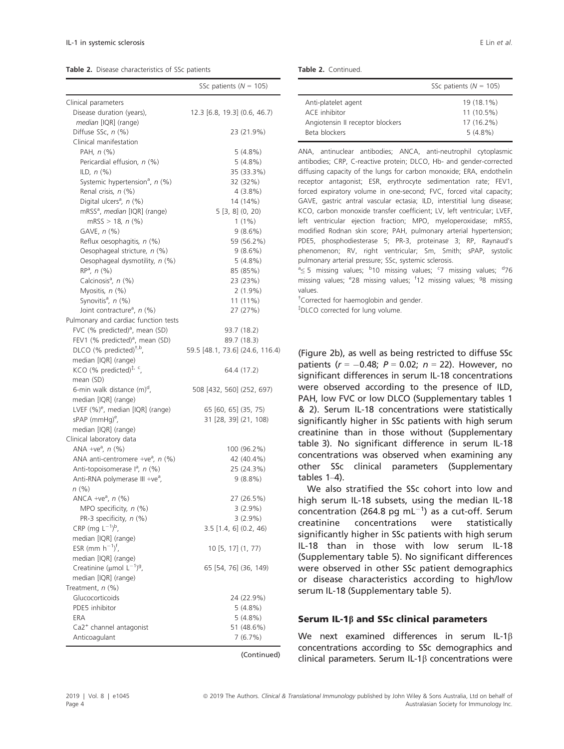**Table 2.** Disease characteristics of SSc patients

| | SSc patients ($N$ = 105) |
|---|---|
| Clinical parameters | |
| Disease duration (years), *median* [IQR] (range) | 12.3 [6.8, 19.3] (0.6, 46.7) |
| Diffuse SSc, *n* (%) | 23 (21.9%) |
| Clinical manifestation | |
| PAH, *n* (%) | 5 (4.8%) |
| Pericardial effusion, *n* (%) | 5 (4.8%) |
| ILD, *n* (%) | 35 (33.3%) |
| Systemic hypertension[a], *n* (%) | 32 (32%) |
| Renal crisis, *n* (%) | 4 (3.8%) |
| Digital ulcers[a], *n* (%) | 14 (14%) |
| mRSS[a], *median* [IQR] (range) | 5 [3, 8] (0, 20) |
| mRSS > 18, *n* (%) | 1 (1%) |
| GAVE, *n* (%) | 9 (8.6%) |
| Reflux oesophagitis, *n* (%) | 59 (56.2%) |
| Oesophageal stricture, *n* (%) | 9 (8.6%) |
| Oesophageal dysmotility, *n* (%) | 5 (4.8%) |
| RP[a], *n* (%) | 85 (85%) |
| Calcinosis[a], *n* (%) | 23 (23%) |
| Myositis, *n* (%) | 2 (1.9%) |
| Synovitis[a], *n* (%) | 11 (11%) |
| Joint contracture[a], *n* (%) | 27 (27%) |
| Pulmonary and cardiac function tests | |
| FVC (% predicted)[a], mean (SD) | 93.7 (18.2) |
| FEV1 (% predicted)[a], mean (SD) | 89.7 (18.3) |
| DLCO (% predicted)[†,b], median [IQR] (range) | 59.5 [48.1, 73.6] (24.6, 116.4) |
| KCO (% predicted)[‡,c], mean (SD) | 64.4 (17.2) |
| 6-min walk distance (m)[d], median [IQR] (range) | 508 [432, 560] (252, 697) |
| LVEF (%)[e], median [IQR] (range) | 65 [60, 65] (35, 75) |
| sPAP (mmHg)[e], median [IQR] (range) | 31 [28, 39] (21, 108) |
| Clinical laboratory data | |
| ANA +ve[a], *n* (%) | 100 (96.2%) |
| ANA anti-centromere +ve[a], *n* (%) | 42 (40.4%) |
| Anti-topoisomerase I[a], *n* (%) | 25 (24.3%) |
| Anti-RNA polymerase III +ve[a], *n* (%) | 9 (8.8%) |
| ANCA +ve[a], *n* (%) | 27 (26.5%) |
| MPO specificity, *n* (%) | 3 (2.9%) |
| PR-3 specificity, *n* (%) | 3 (2.9%) |
| CRP (mg $L^{-1}$)[b], median [IQR] (range) | 3.5 [1.4, 6] (0.2, 46) |
| ESR (mm $h^{-1}$)[f], median [IQR] (range) | 10 [5, 17] (1, 77) |
| Creatinine (μmol $L^{-1}$)[g], median [IQR] (range) | 65 [54, 76] (36, 149) |
| Treatment, *n* (%) | |
| Glucocorticoids | 24 (22.9%) |
| PDE5 inhibitor | 5 (4.8%) |
| ERA | 5 (4.8%) |
| $Ca2^{+}$ channel antagonist | 51 (48.6%) |
| Anticoagulant | 7 (6.7%) |
| Anti-platelet agent | 19 (18.1%) |
| ACE inhibitor | 11 (10.5%) |
| Angiotensin II receptor blockers | 17 (16.2%) |
| Beta blockers | 5 (4.8%) |

ANA, antinuclear antibodies; ANCA, anti-neutrophil cytoplasmic antibodies; CRP, C-reactive protein; DLCO, Hb- and gender-corrected diffusing capacity of the lungs for carbon monoxide; ERA, endothelin receptor antagonist; ESR, erythrocyte sedimentation rate; FEV1, forced expiratory volume in one-second; FVC, forced vital capacity; GAVE, gastric antral vascular ectasia; ILD, interstitial lung disease; KCO, carbon monoxide transfer coefficient; LV, left ventricular; LVEF, left ventricular ejection fraction; MPO, myeloperoxidase; mRSS, modified Rodnan skin score; PAH, pulmonary arterial hypertension; PDE5, phosphodiesterase 5; PR-3, proteinase 3; RP, Raynaud's phenomenon; RV, right ventricular; Sm, Smith; sPAP, systolic pulmonary arterial pressure; SSc, systemic sclerosis.

[a]≤ 5 missing values; [b]10 missing values; [c]7 missing values; [d]76 missing values; [e]28 missing values; [f]12 missing values; [g]8 missing values.

[†]Corrected for haemoglobin and gender.

[‡]DLCO corrected for lung volume.

(Figure 2b), as well as being restricted to diffuse SSc patients ($r = -0.48$; $P = 0.02$; $n = 22$). However, no significant differences in serum IL-18 concentrations were observed according to the presence of ILD, PAH, low FVC or low DLCO (Supplementary tables 1 & 2). Serum IL-18 concentrations were statistically significantly higher in SSc patients with high serum creatinine than in those without (Supplementary table 3). No significant difference in serum IL-18 concentrations was observed when examining any other SSc clinical parameters (Supplementary tables 1–4).

We also stratified the SSc cohort into low and high serum IL-18 subsets, using the median IL-18 concentration (264.8 pg $mL^{-1}$) as a cut-off. Serum creatinine concentrations were statistically significantly higher in SSc patients with high serum IL-18 than in those with low serum IL-18 (Supplementary table 5). No significant differences were observed in other SSc patient demographics or disease characteristics according to high/low serum IL-18 (Supplementary table 5).

## Serum IL-1β and SSc clinical parameters

We next examined differences in serum IL-1β concentrations according to SSc demographics and clinical parameters. Serum IL-1β concentrations were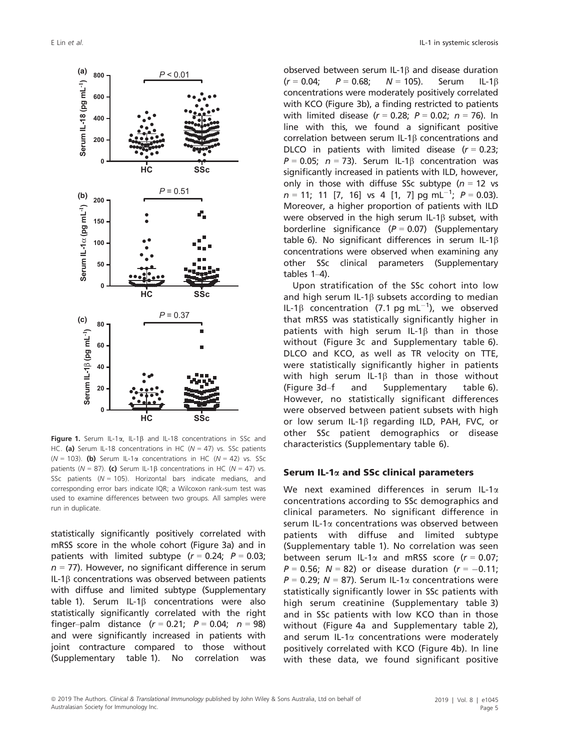Figure 1. Serum IL-1α, IL-1β and IL-18 concentrations in SSc and HC. **(a)** Serum IL-18 concentrations in HC ($N = 47$) vs. SSc patients ($N = 103$). **(b)** Serum IL-1α concentrations in HC ($N = 42$) vs. SSc patients ($N = 87$). **(c)** Serum IL-1β concentrations in HC ($N = 47$) vs. SSc patients ($N = 105$). Horizontal bars indicate medians, and corresponding error bars indicate IQR; a Wilcoxon rank-sum test was used to examine differences between two groups. All samples were run in duplicate.

statistically significantly positively correlated with mRSS score in the whole cohort (Figure 3a) and in patients with limited subtype ($r = 0.24$; $P = 0.03$; $n = 77$). However, no significant difference in serum IL-1β concentrations was observed between patients with diffuse and limited subtype (Supplementary table 1). Serum IL-1β concentrations were also statistically significantly correlated with the right finger–palm distance ($r = 0.21$; $P = 0.04$; $n = 98$) and were significantly increased in patients with joint contracture compared to those without (Supplementary table 1). No correlation was observed between serum IL-1β and disease duration ($r = 0.04$; $P = 0.68$; $N = 105$). Serum IL-1β concentrations were moderately positively correlated with KCO (Figure 3b), a finding restricted to patients with limited disease ($r = 0.28$; $P = 0.02$; $n = 76$). In line with this, we found a significant positive correlation between serum IL-1β concentrations and DLCO in patients with limited disease ($r = 0.23$; $P = 0.05$; $n = 73$). Serum IL-1β concentration was significantly increased in patients with ILD, however, only in those with diffuse SSc subtype ($n = 12$ vs $n = 11$; 11 [7, 16] vs 4 [1, 7] pg mL$^{-1}$; $P = 0.03$). Moreover, a higher proportion of patients with ILD were observed in the high serum IL-1β subset, with borderline significance ($P = 0.07$) (Supplementary table 6). No significant differences in serum IL-1β concentrations were observed when examining any other SSc clinical parameters (Supplementary tables 1–4).

Upon stratification of the SSc cohort into low and high serum IL-1β subsets according to median IL-1β concentration (7.1 pg mL$^{-1}$), we observed that mRSS was statistically significantly higher in patients with high serum IL-1β than in those without (Figure 3c and Supplementary table 6). DLCO and KCO, as well as TR velocity on TTE, were statistically significantly higher in patients with high serum IL-1β than in those without (Figure 3d–f and Supplementary table 6). However, no statistically significant differences were observed between patient subsets with high or low serum IL-1β regarding ILD, PAH, FVC, or other SSc patient demographics or disease characteristics (Supplementary table 6).

### Serum IL-1α and SSc clinical parameters

We next examined differences in serum IL-1α concentrations according to SSc demographics and clinical parameters. No significant difference in serum IL-1α concentrations was observed between patients with diffuse and limited subtype (Supplementary table 1). No correlation was seen between serum IL-1α and mRSS score ($r = 0.07$; $P = 0.56$; $N = 82$) or disease duration ($r = -0.11$; $P = 0.29$; $N = 87$). Serum IL-1α concentrations were statistically significantly lower in SSc patients with high serum creatinine (Supplementary table 3) and in SSc patients with low KCO than in those without (Figure 4a and Supplementary table 2), and serum IL-1α concentrations were moderately positively correlated with KCO (Figure 4b). In line with these data, we found significant positive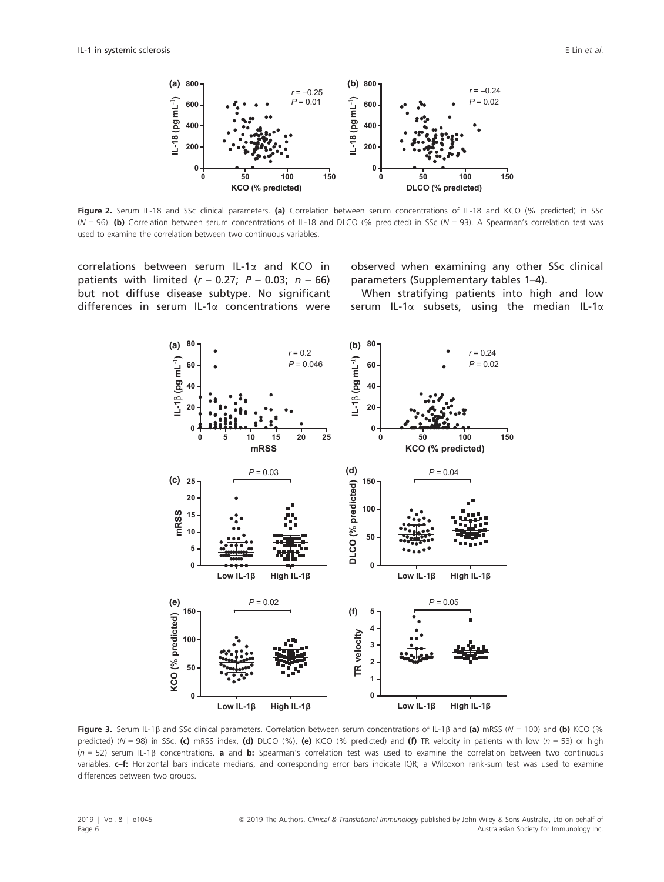**Figure 2.** Serum IL-18 and SSc clinical parameters. **(a)** Correlation between serum concentrations of IL-18 and KCO (% predicted) in SSc ($N = 96$). **(b)** Correlation between serum concentrations of IL-18 and DLCO (% predicted) in SSc ($N = 93$). A Spearman's correlation test was used to examine the correlation between two continuous variables.

correlations between serum IL-1α and KCO in patients with limited ($r = 0.27$; $P = 0.03$; $n = 66$) but not diffuse disease subtype. No significant differences in serum IL-1α concentrations were observed when examining any other SSc clinical parameters (Supplementary tables 1–4).

When stratifying patients into high and low serum IL-1α subsets, using the median IL-1α

**Figure 3.** Serum IL-1β and SSc clinical parameters. Correlation between serum concentrations of IL-1β and **(a)** mRSS ($N = 100$) and **(b)** KCO (% predicted) ($N = 98$) in SSc. **(c)** mRSS index, **(d)** DLCO (%), **(e)** KCO (% predicted) and **(f)** TR velocity in patients with low ($n = 53$) or high ($n = 52$) serum IL-1β concentrations. **a** and **b:** Spearman's correlation test was used to examine the correlation between two continuous variables. **c–f:** Horizontal bars indicate medians, and corresponding error bars indicate IQR; a Wilcoxon rank-sum test was used to examine differences between two groups.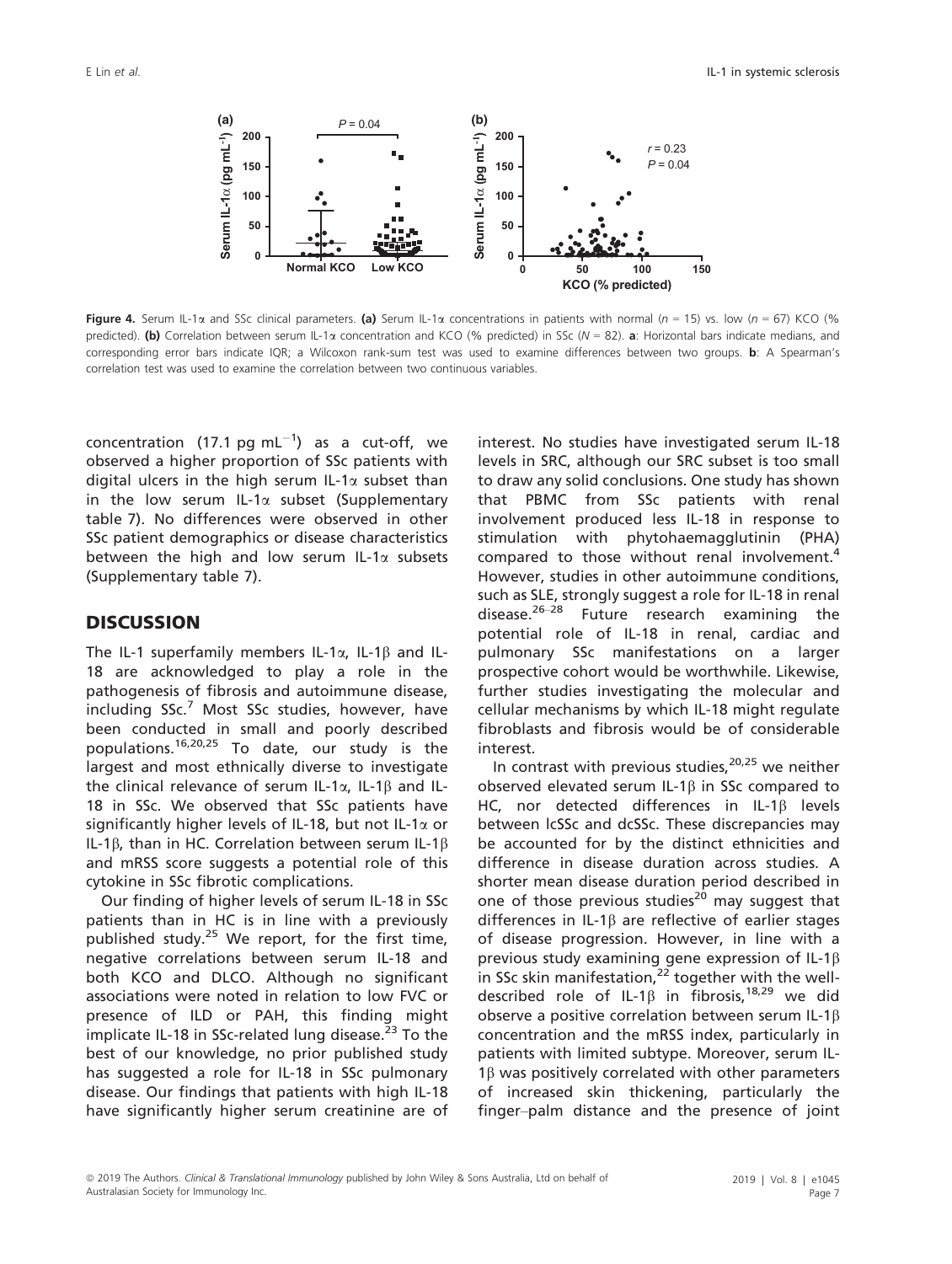**Figure 4.** Serum IL-1α and SSc clinical parameters. **(a)** Serum IL-1α concentrations in patients with normal ($n$ = 15) vs. low ($n$ = 67) KCO (% predicted). **(b)** Correlation between serum IL-1α concentration and KCO (% predicted) in SSc ($N$ = 82). **a**: Horizontal bars indicate medians, and corresponding error bars indicate IQR; a Wilcoxon rank-sum test was used to examine differences between two groups. **b**: A Spearman's correlation test was used to examine the correlation between two continuous variables.

concentration (17.1 pg mL$^{-1}$) as a cut-off, we observed a higher proportion of SSc patients with digital ulcers in the high serum IL-1α subset than in the low serum IL-1α subset (Supplementary table 7). No differences were observed in other SSc patient demographics or disease characteristics between the high and low serum IL-1α subsets (Supplementary table 7).

## DISCUSSION

The IL-1 superfamily members IL-1α, IL-1β and IL-18 are acknowledged to play a role in the pathogenesis of fibrosis and autoimmune disease, including SSc.[7] Most SSc studies, however, have been conducted in small and poorly described populations.[16,20,25] To date, our study is the largest and most ethnically diverse to investigate the clinical relevance of serum IL-1α, IL-1β and IL-18 in SSc. We observed that SSc patients have significantly higher levels of IL-18, but not IL-1α or IL-1β, than in HC. Correlation between serum IL-1β and mRSS score suggests a potential role of this cytokine in SSc fibrotic complications.

Our finding of higher levels of serum IL-18 in SSc patients than in HC is in line with a previously published study.[25] We report, for the first time, negative correlations between serum IL-18 and both KCO and DLCO. Although no significant associations were noted in relation to low FVC or presence of ILD or PAH, this finding might implicate IL-18 in SSc-related lung disease.[23] To the best of our knowledge, no prior published study has suggested a role for IL-18 in SSc pulmonary disease. Our findings that patients with high IL-18 have significantly higher serum creatinine are of interest. No studies have investigated serum IL-18 levels in SRC, although our SRC subset is too small to draw any solid conclusions. One study has shown that PBMC from SSc patients with renal involvement produced less IL-18 in response to stimulation with phytohaemagglutinin (PHA) compared to those without renal involvement.[4] However, studies in other autoimmune conditions, such as SLE, strongly suggest a role for IL-18 in renal disease.[26–28] Future research examining the potential role of IL-18 in renal, cardiac and pulmonary SSc manifestations on a larger prospective cohort would be worthwhile. Likewise, further studies investigating the molecular and cellular mechanisms by which IL-18 might regulate fibroblasts and fibrosis would be of considerable interest.

In contrast with previous studies,[20,25] we neither observed elevated serum IL-1β in SSc compared to HC, nor detected differences in IL-1β levels between lcSSc and dcSSc. These discrepancies may be accounted for by the distinct ethnicities and difference in disease duration across studies. A shorter mean disease duration period described in one of those previous studies[20] may suggest that differences in IL-1β are reflective of earlier stages of disease progression. However, in line with a previous study examining gene expression of IL-1β in SSc skin manifestation,[22] together with the well-described role of IL-1β in fibrosis,[18,29] we did observe a positive correlation between serum IL-1β concentration and the mRSS index, particularly in patients with limited subtype. Moreover, serum IL-1β was positively correlated with other parameters of increased skin thickening, particularly the finger–palm distance and the presence of joint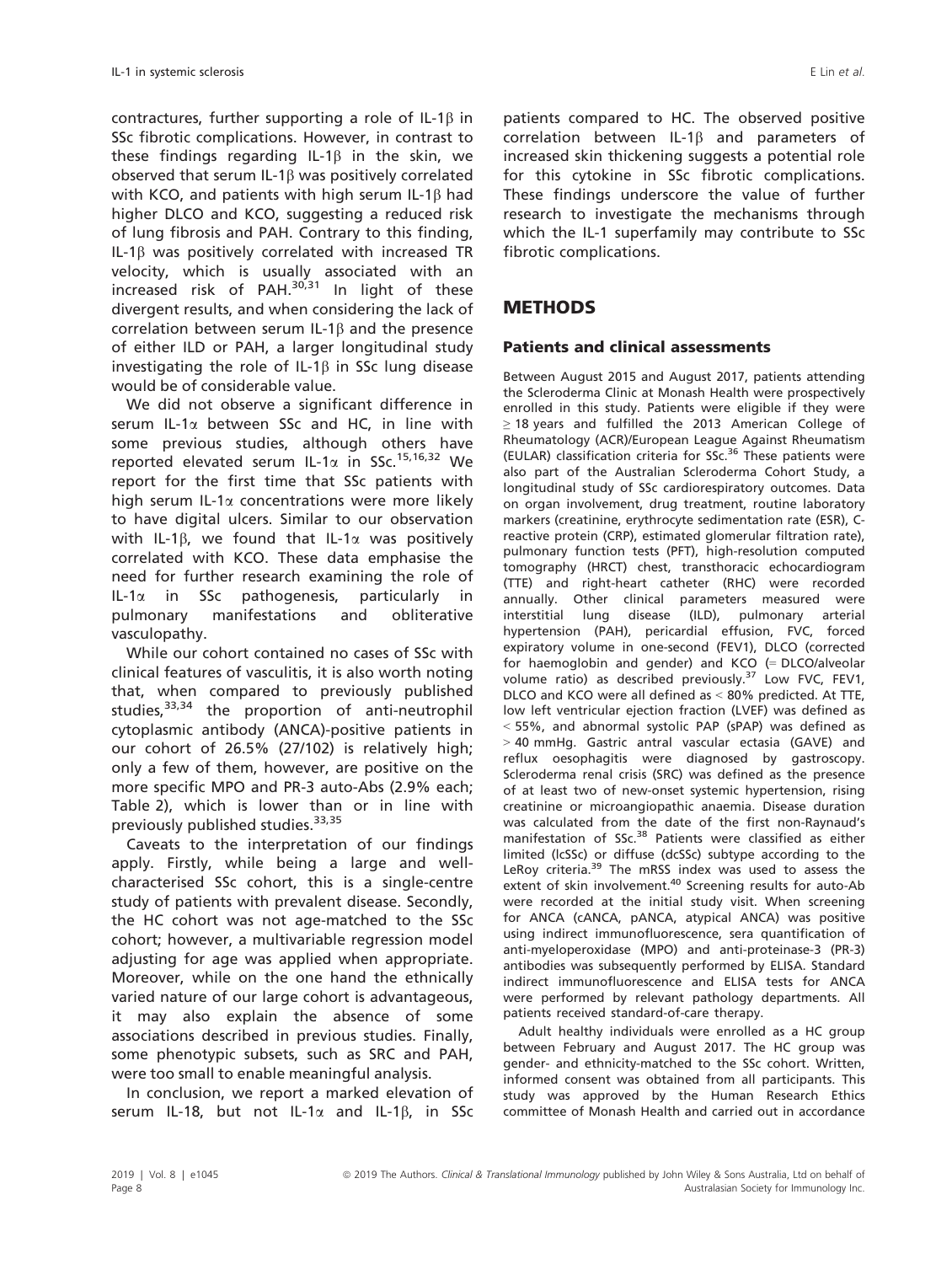contractures, further supporting a role of IL-1β in SSc fibrotic complications. However, in contrast to these findings regarding IL-1β in the skin, we observed that serum IL-1β was positively correlated with KCO, and patients with high serum IL-1β had higher DLCO and KCO, suggesting a reduced risk of lung fibrosis and PAH. Contrary to this finding, IL-1β was positively correlated with increased TR velocity, which is usually associated with an increased risk of PAH.[30,31] In light of these divergent results, and when considering the lack of correlation between serum IL-1β and the presence of either ILD or PAH, a larger longitudinal study investigating the role of IL-1β in SSc lung disease would be of considerable value.

We did not observe a significant difference in serum IL-1α between SSc and HC, in line with some previous studies, although others have reported elevated serum IL-1α in SSc.[15,16,32] We report for the first time that SSc patients with high serum IL-1α concentrations were more likely to have digital ulcers. Similar to our observation with IL-1β, we found that IL-1α was positively correlated with KCO. These data emphasise the need for further research examining the role of IL-1α in SSc pathogenesis, particularly in pulmonary manifestations and obliterative vasculopathy.

While our cohort contained no cases of SSc with clinical features of vasculitis, it is also worth noting that, when compared to previously published studies,[33,34] the proportion of anti-neutrophil cytoplasmic antibody (ANCA)-positive patients in our cohort of 26.5% (27/102) is relatively high; only a few of them, however, are positive on the more specific MPO and PR-3 auto-Abs (2.9% each; Table 2), which is lower than or in line with previously published studies.[33,35]

Caveats to the interpretation of our findings apply. Firstly, while being a large and well-characterised SSc cohort, this is a single-centre study of patients with prevalent disease. Secondly, the HC cohort was not age-matched to the SSc cohort; however, a multivariable regression model adjusting for age was applied when appropriate. Moreover, while on the one hand the ethnically varied nature of our large cohort is advantageous, it may also explain the absence of some associations described in previous studies. Finally, some phenotypic subsets, such as SRC and PAH, were too small to enable meaningful analysis.

In conclusion, we report a marked elevation of serum IL-18, but not IL-1α and IL-1β, in SSc patients compared to HC. The observed positive correlation between IL-1β and parameters of increased skin thickening suggests a potential role for this cytokine in SSc fibrotic complications. These findings underscore the value of further research to investigate the mechanisms through which the IL-1 superfamily may contribute to SSc fibrotic complications.

## METHODS

### Patients and clinical assessments

Between August 2015 and August 2017, patients attending the Scleroderma Clinic at Monash Health were prospectively enrolled in this study. Patients were eligible if they were ≥ 18 years and fulfilled the 2013 American College of Rheumatology (ACR)/European League Against Rheumatism (EULAR) classification criteria for SSc.[36] These patients were also part of the Australian Scleroderma Cohort Study, a longitudinal study of SSc cardiorespiratory outcomes. Data on organ involvement, drug treatment, routine laboratory markers (creatinine, erythrocyte sedimentation rate (ESR), C-reactive protein (CRP), estimated glomerular filtration rate), pulmonary function tests (PFT), high-resolution computed tomography (HRCT) chest, transthoracic echocardiogram (TTE) and right-heart catheter (RHC) were recorded annually. Other clinical parameters measured were interstitial lung disease (ILD), pulmonary arterial hypertension (PAH), pericardial effusion, FVC, forced expiratory volume in one-second (FEV1), DLCO (corrected for haemoglobin and gender) and KCO (= DLCO/alveolar volume ratio) as described previously.[37] Low FVC, FEV1, DLCO and KCO were all defined as < 80% predicted. At TTE, low left ventricular ejection fraction (LVEF) was defined as < 55%, and abnormal systolic PAP (sPAP) was defined as > 40 mmHg. Gastric antral vascular ectasia (GAVE) and reflux oesophagitis were diagnosed by gastroscopy. Scleroderma renal crisis (SRC) was defined as the presence of at least two of new-onset systemic hypertension, rising creatinine or microangiopathic anaemia. Disease duration was calculated from the date of the first non-Raynaud's manifestation of SSc.[38] Patients were classified as either limited (lcSSc) or diffuse (dcSSc) subtype according to the LeRoy criteria.[39] The mRSS index was used to assess the extent of skin involvement.[40] Screening results for auto-Ab were recorded at the initial study visit. When screening for ANCA (cANCA, pANCA, atypical ANCA) was positive using indirect immunofluorescence, sera quantification of anti-myeloperoxidase (MPO) and anti-proteinase-3 (PR-3) antibodies was subsequently performed by ELISA. Standard indirect immunofluorescence and ELISA tests for ANCA were performed by relevant pathology departments. All patients received standard-of-care therapy.

Adult healthy individuals were enrolled as a HC group between February and August 2017. The HC group was gender- and ethnicity-matched to the SSc cohort. Written, informed consent was obtained from all participants. This study was approved by the Human Research Ethics committee of Monash Health and carried out in accordance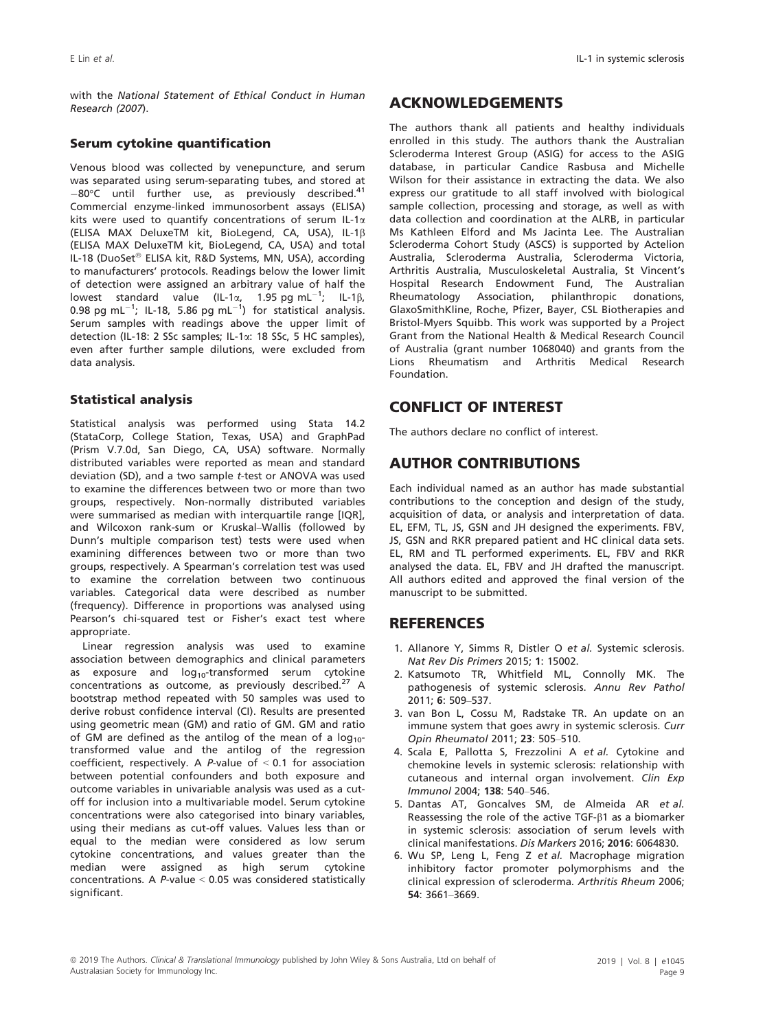with the *National Statement of Ethical Conduct in Human Research (2007)*.

### Serum cytokine quantification

Venous blood was collected by venepuncture, and serum was separated using serum-separating tubes, and stored at −80°C until further use, as previously described.[41] Commercial enzyme-linked immunosorbent assays (ELISA) kits were used to quantify concentrations of serum IL-1α (ELISA MAX DeluxeTM kit, BioLegend, CA, USA), IL-1β (ELISA MAX DeluxeTM kit, BioLegend, CA, USA) and total IL-18 (DuoSet® ELISA kit, R&D Systems, MN, USA), according to manufacturers' protocols. Readings below the lower limit of detection were assigned an arbitrary value of half the lowest standard value (IL-1α, 1.95 pg $mL^{-1}$; IL-1β, 0.98 pg $mL^{-1}$; IL-18, 5.86 pg $mL^{-1}$) for statistical analysis. Serum samples with readings above the upper limit of detection (IL-18: 2 SSc samples; IL-1α: 18 SSc, 5 HC samples), even after further sample dilutions, were excluded from data analysis.

### Statistical analysis

Statistical analysis was performed using Stata 14.2 (StataCorp, College Station, Texas, USA) and GraphPad (Prism V.7.0d, San Diego, CA, USA) software. Normally distributed variables were reported as mean and standard deviation (SD), and a two sample *t*-test or ANOVA was used to examine the differences between two or more than two groups, respectively. Non-normally distributed variables were summarised as median with interquartile range [IQR], and Wilcoxon rank-sum or Kruskal–Wallis (followed by Dunn's multiple comparison test) tests were used when examining differences between two or more than two groups, respectively. A Spearman's correlation test was used to examine the correlation between two continuous variables. Categorical data were described as number (frequency). Difference in proportions was analysed using Pearson's chi-squared test or Fisher's exact test where appropriate.

Linear regression analysis was used to examine association between demographics and clinical parameters as exposure and $\log_{10}$-transformed serum cytokine concentrations as outcome, as previously described.[27] A bootstrap method repeated with 50 samples was used to derive robust confidence interval (CI). Results are presented using geometric mean (GM) and ratio of GM. GM and ratio of GM are defined as the antilog of the mean of a $\log_{10}$-transformed value and the antilog of the regression coefficient, respectively. A *P*-value of $< 0.1$ for association between potential confounders and both exposure and outcome variables in univariable analysis was used as a cut-off for inclusion into a multivariable model. Serum cytokine concentrations were also categorised into binary variables, using their medians as cut-off values. Values less than or equal to the median were considered as low serum cytokine concentrations, and values greater than the median were assigned as high serum cytokine concentrations. A *P*-value $< 0.05$ was considered statistically significant.

## ACKNOWLEDGEMENTS

The authors thank all patients and healthy individuals enrolled in this study. The authors thank the Australian Scleroderma Interest Group (ASIG) for access to the ASIG database, in particular Candice Rasbusa and Michelle Wilson for their assistance in extracting the data. We also express our gratitude to all staff involved with biological sample collection, processing and storage, as well as with data collection and coordination at the ALRB, in particular Ms Kathleen Elford and Ms Jacinta Lee. The Australian Scleroderma Cohort Study (ASCS) is supported by Actelion Australia, Scleroderma Australia, Scleroderma Victoria, Arthritis Australia, Musculoskeletal Australia, St Vincent's Hospital Research Endowment Fund, The Australian Rheumatology Association, philanthropic donations, GlaxoSmithKline, Roche, Pfizer, Bayer, CSL Biotherapies and Bristol-Myers Squibb. This work was supported by a Project Grant from the National Health & Medical Research Council of Australia (grant number 1068040) and grants from the Lions Rheumatism and Arthritis Medical Research Foundation.

## CONFLICT OF INTEREST

The authors declare no conflict of interest.

## AUTHOR CONTRIBUTIONS

Each individual named as an author has made substantial contributions to the conception and design of the study, acquisition of data, or analysis and interpretation of data. EL, EFM, TL, JS, GSN and JH designed the experiments. FBV, JS, GSN and RKR prepared patient and HC clinical data sets. EL, RM and TL performed experiments. EL, FBV and RKR analysed the data. EL, FBV and JH drafted the manuscript. All authors edited and approved the final version of the manuscript to be submitted.

## REFERENCES

1. Allanore Y, Simms R, Distler O *et al.* Systemic sclerosis. *Nat Rev Dis Primers* 2015; **1**: 15002.
2. Katsumoto TR, Whitfield ML, Connolly MK. The pathogenesis of systemic sclerosis. *Annu Rev Pathol* 2011; **6**: 509–537.
3. van Bon L, Cossu M, Radstake TR. An update on an immune system that goes awry in systemic sclerosis. *Curr Opin Rheumatol* 2011; **23**: 505–510.
4. Scala E, Pallotta S, Frezzolini A *et al.* Cytokine and chemokine levels in systemic sclerosis: relationship with cutaneous and internal organ involvement. *Clin Exp Immunol* 2004; **138**: 540–546.
5. Dantas AT, Goncalves SM, de Almeida AR *et al.* Reassessing the role of the active TGF-β1 as a biomarker in systemic sclerosis: association of serum levels with clinical manifestations. *Dis Markers* 2016; **2016**: 6064830.
6. Wu SP, Leng L, Feng Z *et al.* Macrophage migration inhibitory factor promoter polymorphisms and the clinical expression of scleroderma. *Arthritis Rheum* 2006; **54**: 3661–3669.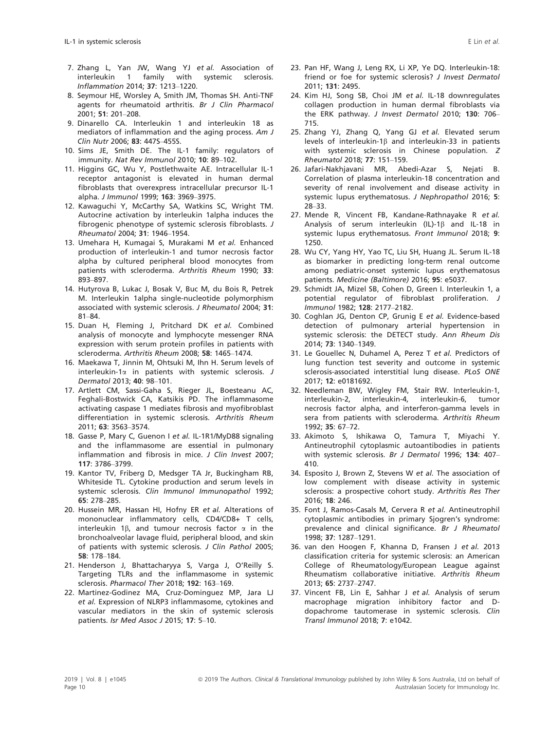7. Zhang L, Yan JW, Wang YJ *et al.* Association of interleukin 1 family with systemic sclerosis. *Inflammation* 2014; **37**: 1213–1220.
8. Seymour HE, Worsley A, Smith JM, Thomas SH. Anti-TNF agents for rheumatoid arthritis. *Br J Clin Pharmacol* 2001; **51**: 201–208.
9. Dinarello CA. Interleukin 1 and interleukin 18 as mediators of inflammation and the aging process. *Am J Clin Nutr* 2006; **83**: 447S–455S.
10. Sims JE, Smith DE. The IL-1 family: regulators of immunity. *Nat Rev Immunol* 2010; **10**: 89–102.
11. Higgins GC, Wu Y, Postlethwaite AE. Intracellular IL-1 receptor antagonist is elevated in human dermal fibroblasts that overexpress intracellular precursor IL-1 alpha. *J Immunol* 1999; **163**: 3969–3975.
12. Kawaguchi Y, McCarthy SA, Watkins SC, Wright TM. Autocrine activation by interleukin 1alpha induces the fibrogenic phenotype of systemic sclerosis fibroblasts. *J Rheumatol* 2004; **31**: 1946–1954.
13. Umehara H, Kumagai S, Murakami M *et al.* Enhanced production of interleukin-1 and tumor necrosis factor alpha by cultured peripheral blood monocytes from patients with scleroderma. *Arthritis Rheum* 1990; **33**: 893–897.
14. Hutyrova B, Lukac J, Bosak V, Buc M, du Bois R, Petrek M. Interleukin 1alpha single-nucleotide polymorphism associated with systemic sclerosis. *J Rheumatol* 2004; **31**: 81–84.
15. Duan H, Fleming J, Pritchard DK *et al.* Combined analysis of monocyte and lymphocyte messenger RNA expression with serum protein profiles in patients with scleroderma. *Arthritis Rheum* 2008; **58**: 1465–1474.
16. Maekawa T, Jinnin M, Ohtsuki M, Ihn H. Serum levels of interleukin-1α in patients with systemic sclerosis. *J Dermatol* 2013; **40**: 98–101.
17. Artlett CM, Sassi-Gaha S, Rieger JL, Boesteanu AC, Feghali-Bostwick CA, Katsikis PD. The inflammasome activating caspase 1 mediates fibrosis and myofibroblast differentiation in systemic sclerosis. *Arthritis Rheum* 2011; **63**: 3563–3574.
18. Gasse P, Mary C, Guenon I *et al.* IL-1R1/MyD88 signaling and the inflammasome are essential in pulmonary inflammation and fibrosis in mice. *J Clin Invest* 2007; **117**: 3786–3799.
19. Kantor TV, Friberg D, Medsger TA Jr, Buckingham RB, Whiteside TL. Cytokine production and serum levels in systemic sclerosis. *Clin Immunol Immunopathol* 1992; **65**: 278–285.
20. Hussein MR, Hassan HI, Hofny ER *et al.* Alterations of mononuclear inflammatory cells, CD4/CD8+ T cells, interleukin 1β, and tumour necrosis factor α in the bronchoalveolar lavage fluid, peripheral blood, and skin of patients with systemic sclerosis. *J Clin Pathol* 2005; **58**: 178–184.
21. Henderson J, Bhattacharyya S, Varga J, O'Reilly S. Targeting TLRs and the inflammasome in systemic sclerosis. *Pharmacol Ther* 2018; **192**: 163–169.
22. Martinez-Godinez MA, Cruz-Dominguez MP, Jara LJ *et al.* Expression of NLRP3 inflammasome, cytokines and vascular mediators in the skin of systemic sclerosis patients. *Isr Med Assoc J* 2015; **17**: 5–10.
23. Pan HF, Wang J, Leng RX, Li XP, Ye DQ. Interleukin-18: friend or foe for systemic sclerosis? *J Invest Dermatol* 2011; **131**: 2495.
24. Kim HJ, Song SB, Choi JM *et al.* IL-18 downregulates collagen production in human dermal fibroblasts via the ERK pathway. *J Invest Dermatol* 2010; **130**: 706–715.
25. Zhang YJ, Zhang Q, Yang GJ *et al.* Elevated serum levels of interleukin-1β and interleukin-33 in patients with systemic sclerosis in Chinese population. *Z Rheumatol* 2018; **77**: 151–159.
26. Jafari-Nakhjavani MR, Abedi-Azar S, Nejati B. Correlation of plasma interleukin-18 concentration and severity of renal involvement and disease activity in systemic lupus erythematosus. *J Nephropathol* 2016; **5**: 28–33.
27. Mende R, Vincent FB, Kandane-Rathnayake R *et al.* Analysis of serum interleukin (IL)-1β and IL-18 in systemic lupus erythematosus. *Front Immunol* 2018; **9**: 1250.
28. Wu CY, Yang HY, Yao TC, Liu SH, Huang JL. Serum IL-18 as biomarker in predicting long-term renal outcome among pediatric-onset systemic lupus erythematosus patients. *Medicine (Baltimore)* 2016; **95**: e5037.
29. Schmidt JA, Mizel SB, Cohen D, Green I. Interleukin 1, a potential regulator of fibroblast proliferation. *J Immunol* 1982; **128**: 2177–2182.
30. Coghlan JG, Denton CP, Grunig E *et al.* Evidence-based detection of pulmonary arterial hypertension in systemic sclerosis: the DETECT study. *Ann Rheum Dis* 2014; **73**: 1340–1349.
31. Le Gouellec N, Duhamel A, Perez T *et al.* Predictors of lung function test severity and outcome in systemic sclerosis-associated interstitial lung disease. *PLoS ONE* 2017; **12**: e0181692.
32. Needleman BW, Wigley FM, Stair RW. Interleukin-1, interleukin-2, interleukin-4, interleukin-6, tumor necrosis factor alpha, and interferon-gamma levels in sera from patients with scleroderma. *Arthritis Rheum* 1992; **35**: 67–72.
33. Akimoto S, Ishikawa O, Tamura T, Miyachi Y. Antineutrophil cytoplasmic autoantibodies in patients with systemic sclerosis. *Br J Dermatol* 1996; **134**: 407–410.
34. Esposito J, Brown Z, Stevens W *et al.* The association of low complement with disease activity in systemic sclerosis: a prospective cohort study. *Arthritis Res Ther* 2016; **18**: 246.
35. Font J, Ramos-Casals M, Cervera R *et al.* Antineutrophil cytoplasmic antibodies in primary Sjogren's syndrome: prevalence and clinical significance. *Br J Rheumatol* 1998; **37**: 1287–1291.
36. van den Hoogen F, Khanna D, Fransen J *et al.* 2013 classification criteria for systemic sclerosis: an American College of Rheumatology/European League against Rheumatism collaborative initiative. *Arthritis Rheum* 2013; **65**: 2737–2747.
37. Vincent FB, Lin E, Sahhar J *et al.* Analysis of serum macrophage migration inhibitory factor and D-dopachrome tautomerase in systemic sclerosis. *Clin Transl Immunol* 2018; **7**: e1042.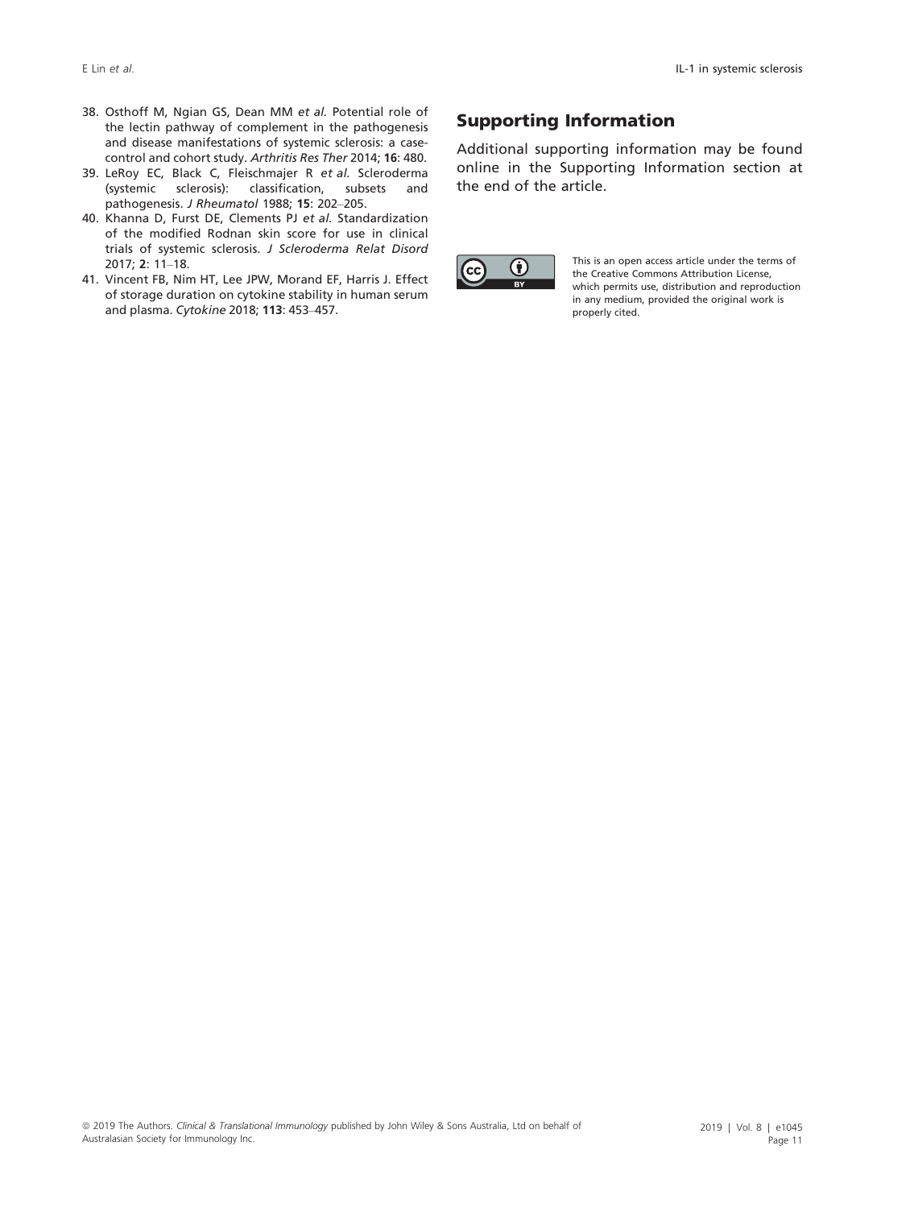38. Osthoff M, Ngian GS, Dean MM *et al.* Potential role of the lectin pathway of complement in the pathogenesis and disease manifestations of systemic sclerosis: a case-control and cohort study. *Arthritis Res Ther* 2014; **16**: 480.
39. LeRoy EC, Black C, Fleischmajer R *et al.* Scleroderma (systemic sclerosis): classification, subsets and pathogenesis. *J Rheumatol* 1988; **15**: 202–205.
40. Khanna D, Furst DE, Clements PJ *et al.* Standardization of the modified Rodnan skin score for use in clinical trials of systemic sclerosis. *J Scleroderma Relat Disord* 2017; **2**: 11–18.
41. Vincent FB, Nim HT, Lee JPW, Morand EF, Harris J. Effect of storage duration on cytokine stability in human serum and plasma. *Cytokine* 2018; **113**: 453–457.

## Supporting Information

Additional supporting information may be found online in the Supporting Information section at the end of the article.

This is an open access article under the terms of the Creative Commons Attribution License, which permits use, distribution and reproduction in any medium, provided the original work is properly cited.